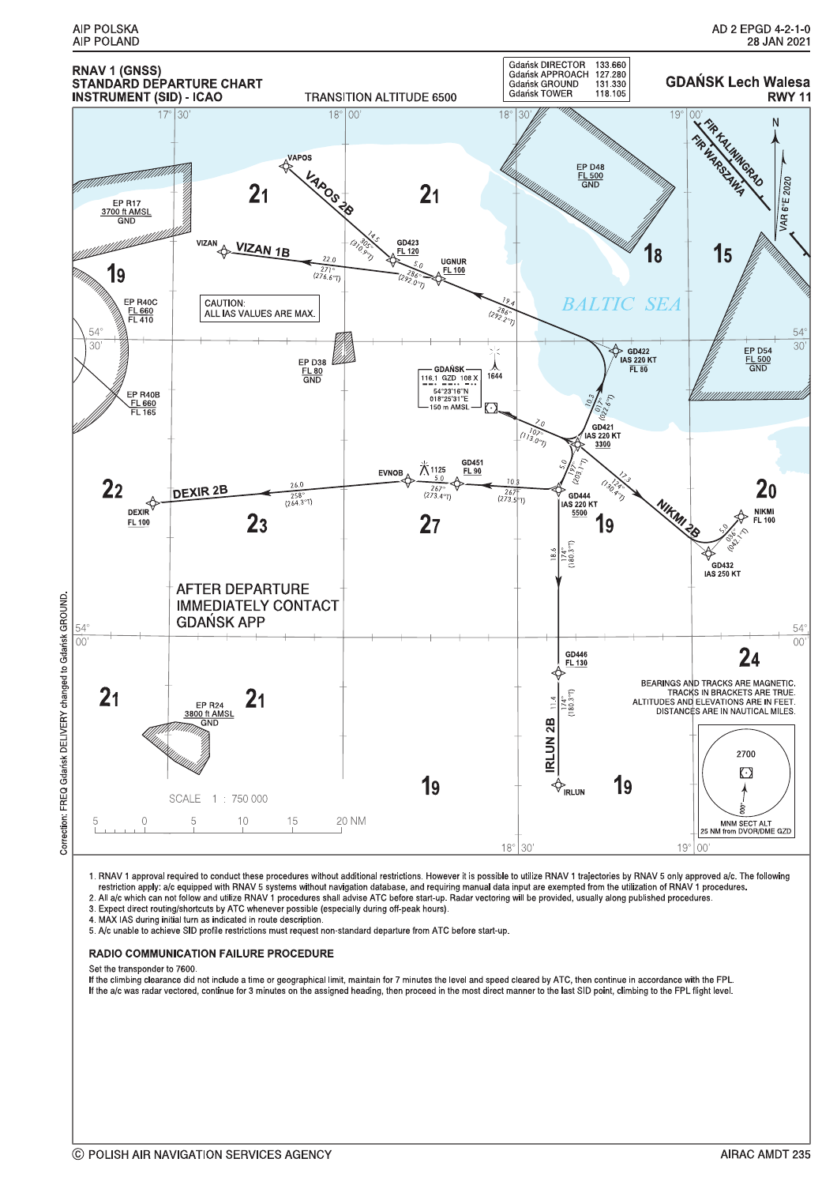# RNAV 1 (GNSS) STANDARD DEPARTURE CHART INSTRUMENT (SID) - ICAO

**GDAŃSK Lech Walesa RWY 11**

TRANSITION ALTITUDE 6500

| | |
|---|---|
| Gdańsk DIRECTOR | 133.660 |
| Gdańsk APPROACH | 127.280 |
| Gdańsk GROUND | 131.330 |
| Gdańsk TOWER | 118.105 |

CAUTION: ALL IAS VALUES ARE MAX.

AFTER DEPARTURE IMMEDIATELY CONTACT GDAŃSK APP

BEARINGS AND TRACKS ARE MAGNETIC. TRACKS IN BRACKETS ARE TRUE. ALTITUDES AND ELEVATIONS ARE IN FEET. DISTANCES ARE IN NAUTICAL MILES.

GDAŃSK 116.1 GZD 108 X, 54°23'16"N 018°25'31"E, 150 m AMSL

MNM SECT ALT 25 NM from DVOR/DME GZD: 2700

VAR 6°E 2020

SCALE 1 : 750 000

Correction: FREQ Gdańsk DELIVERY changed to Gdańsk GROUND.

1. RNAV 1 approval required to conduct these procedures without additional restrictions. However it is possible to utilize RNAV 1 trajectories by RNAV 5 only approved a/c. The following restriction apply: a/c equipped with RNAV 5 systems without navigation database, and requiring manual data input are exempted from the utilization of RNAV 1 procedures.
2. All a/c which can not follow and utilize RNAV 1 procedures shall advise ATC before start-up. Radar vectoring will be provided, usually along published procedures.
3. Expect direct routing/shortcuts by ATC whenever possible (especially during off-peak hours).
4. MAX IAS during initial turn as indicated in route description.
5. A/c unable to achieve SID profile restrictions must request non-standard departure from ATC before start-up.

## RADIO COMMUNICATION FAILURE PROCEDURE

Set the transponder to 7600.

If the climbing clearance did not include a time or geographical limit, maintain for 7 minutes the level and speed cleared by ATC, then continue in accordance with the FPL.

If the a/c was radar vectored, continue for 3 minutes on the assigned heading, then proceed in the most direct manner to the last SID point, climbing to the FPL flight level.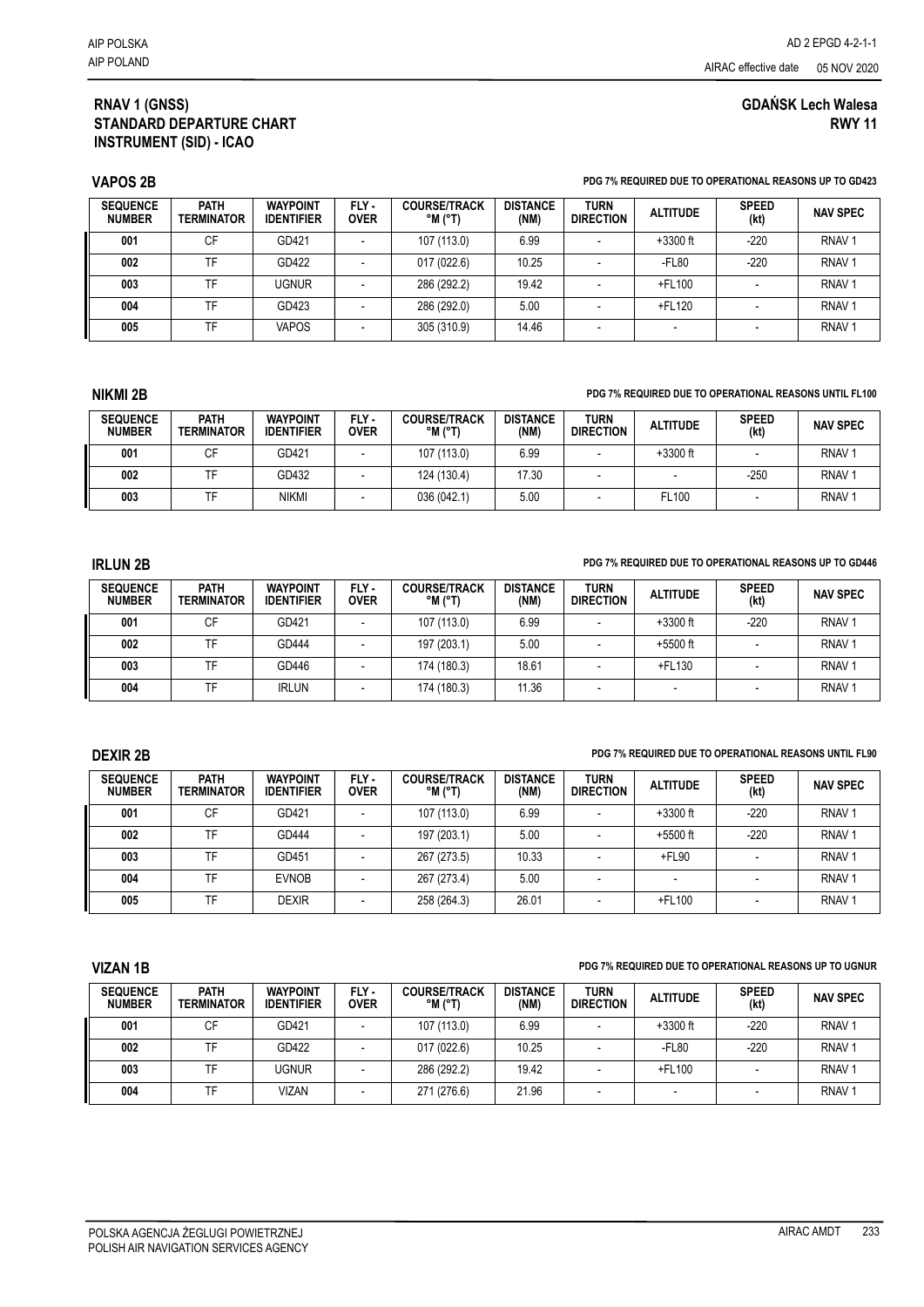# RNAV 1 (GNSS) STANDARD DEPARTURE CHART INSTRUMENT (SID) - ICAO

## GDAŃSK Lech Walesa RWY 11

### VAPOS 2B

**PDG 7% REQUIRED DUE TO OPERATIONAL REASONS UP TO GD423**

| SEQUENCE NUMBER | PATH TERMINATOR | WAYPOINT IDENTIFIER | FLY - OVER | COURSE/TRACK °M (°T) | DISTANCE (NM) | TURN DIRECTION | ALTITUDE | SPEED (kt) | NAV SPEC |
|---|---|---|---|---|---|---|---|---|---|
| 001 | CF | GD421 | - | 107 (113.0) | 6.99 | - | +3300 ft | -220 | RNAV 1 |
| 002 | TF | GD422 | - | 017 (022.6) | 10.25 | - | -FL80 | -220 | RNAV 1 |
| 003 | TF | UGNUR | - | 286 (292.2) | 19.42 | - | +FL100 | - | RNAV 1 |
| 004 | TF | GD423 | - | 286 (292.0) | 5.00 | - | +FL120 | - | RNAV 1 |
| 005 | TF | VAPOS | - | 305 (310.9) | 14.46 | - | - | - | RNAV 1 |

### NIKMI 2B

**PDG 7% REQUIRED DUE TO OPERATIONAL REASONS UNTIL FL100**

| SEQUENCE NUMBER | PATH TERMINATOR | WAYPOINT IDENTIFIER | FLY - OVER | COURSE/TRACK °M (°T) | DISTANCE (NM) | TURN DIRECTION | ALTITUDE | SPEED (kt) | NAV SPEC |
|---|---|---|---|---|---|---|---|---|---|
| 001 | CF | GD421 | - | 107 (113.0) | 6.99 | - | +3300 ft | - | RNAV 1 |
| 002 | TF | GD432 | - | 124 (130.4) | 17.30 | - | - | -250 | RNAV 1 |
| 003 | TF | NIKMI | - | 036 (042.1) | 5.00 | - | FL100 | - | RNAV 1 |

### IRLUN 2B

**PDG 7% REQUIRED DUE TO OPERATIONAL REASONS UP TO GD446**

| SEQUENCE NUMBER | PATH TERMINATOR | WAYPOINT IDENTIFIER | FLY - OVER | COURSE/TRACK °M (°T) | DISTANCE (NM) | TURN DIRECTION | ALTITUDE | SPEED (kt) | NAV SPEC |
|---|---|---|---|---|---|---|---|---|---|
| 001 | CF | GD421 | - | 107 (113.0) | 6.99 | - | +3300 ft | -220 | RNAV 1 |
| 002 | TF | GD444 | - | 197 (203.1) | 5.00 | - | +5500 ft | - | RNAV 1 |
| 003 | TF | GD446 | - | 174 (180.3) | 18.61 | - | +FL130 | - | RNAV 1 |
| 004 | TF | IRLUN | - | 174 (180.3) | 11.36 | - | - | - | RNAV 1 |

### DEXIR 2B

**PDG 7% REQUIRED DUE TO OPERATIONAL REASONS UNTIL FL90**

| SEQUENCE NUMBER | PATH TERMINATOR | WAYPOINT IDENTIFIER | FLY - OVER | COURSE/TRACK °M (°T) | DISTANCE (NM) | TURN DIRECTION | ALTITUDE | SPEED (kt) | NAV SPEC |
|---|---|---|---|---|---|---|---|---|---|
| 001 | CF | GD421 | - | 107 (113.0) | 6.99 | - | +3300 ft | -220 | RNAV 1 |
| 002 | TF | GD444 | - | 197 (203.1) | 5.00 | - | +5500 ft | -220 | RNAV 1 |
| 003 | TF | GD451 | - | 267 (273.5) | 10.33 | - | +FL90 | - | RNAV 1 |
| 004 | TF | EVNOB | - | 267 (273.4) | 5.00 | - | - | - | RNAV 1 |
| 005 | TF | DEXIR | - | 258 (264.3) | 26.01 | - | +FL100 | - | RNAV 1 |

### VIZAN 1B

**PDG 7% REQUIRED DUE TO OPERATIONAL REASONS UP TO UGNUR**

| SEQUENCE NUMBER | PATH TERMINATOR | WAYPOINT IDENTIFIER | FLY - OVER | COURSE/TRACK °M (°T) | DISTANCE (NM) | TURN DIRECTION | ALTITUDE | SPEED (kt) | NAV SPEC |
|---|---|---|---|---|---|---|---|---|---|
| 001 | CF | GD421 | - | 107 (113.0) | 6.99 | - | +3300 ft | -220 | RNAV 1 |
| 002 | TF | GD422 | - | 017 (022.6) | 10.25 | - | -FL80 | -220 | RNAV 1 |
| 003 | TF | UGNUR | - | 286 (292.2) | 19.42 | - | +FL100 | - | RNAV 1 |
| 004 | TF | VIZAN | - | 271 (276.6) | 21.96 | - | - | - | RNAV 1 |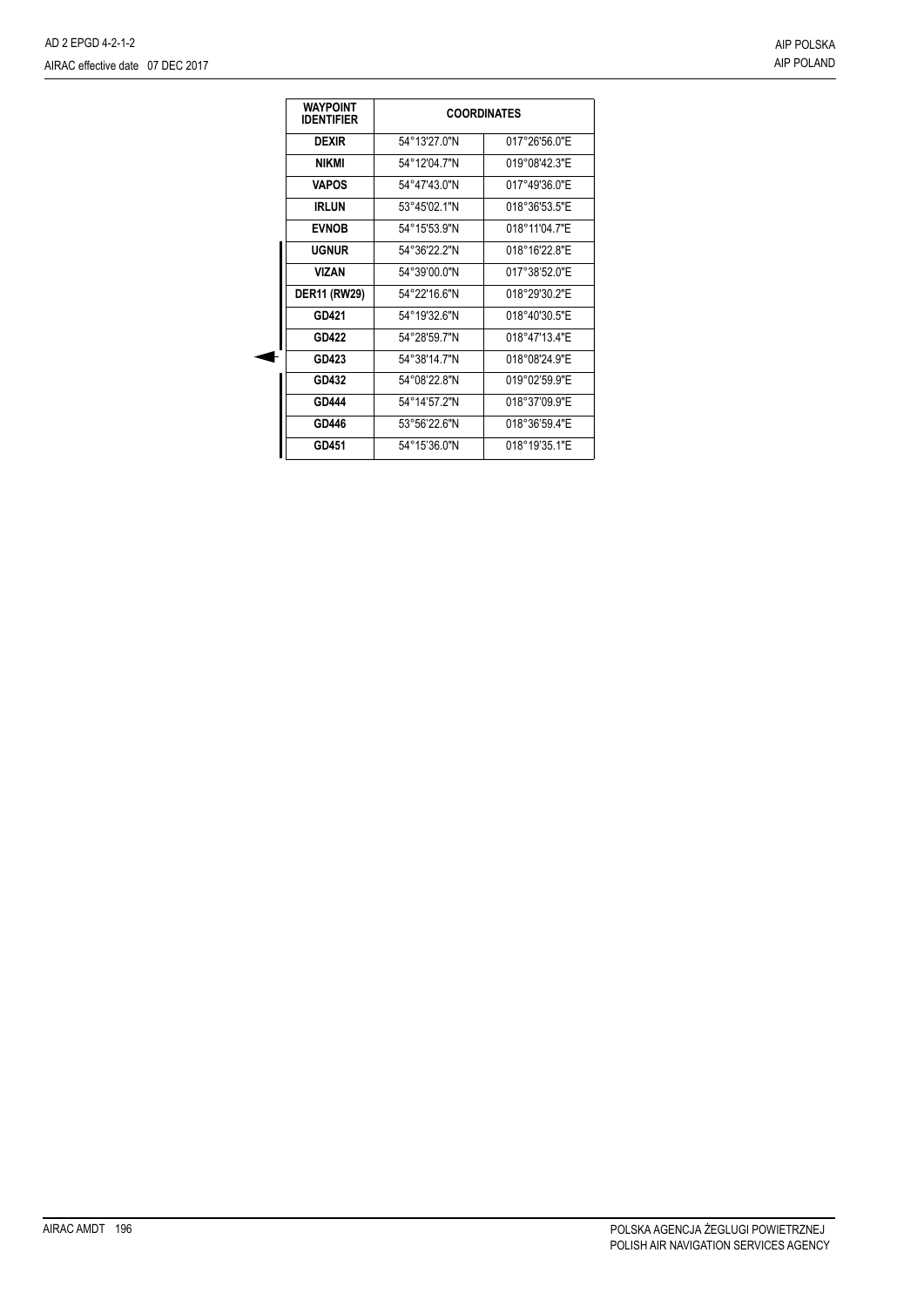| WAYPOINT IDENTIFIER | COORDINATES | |
|---|---|---|
| **DEXIR** | 54°13'27.0"N | 017°26'56.0"E |
| **NIKMI** | 54°12'04.7"N | 019°08'42.3"E |
| **VAPOS** | 54°47'43.0"N | 017°49'36.0"E |
| **IRLUN** | 53°45'02.1"N | 018°36'53.5"E |
| **EVNOB** | 54°15'53.9"N | 018°11'04.7"E |
| **UGNUR** | 54°36'22.2"N | 018°16'22.8"E |
| **VIZAN** | 54°39'00.0"N | 017°38'52.0"E |
| **DER11 (RW29)** | 54°22'16.6"N | 018°29'30.2"E |
| **GD421** | 54°19'32.6"N | 018°40'30.5"E |
| **GD422** | 54°28'59.7"N | 018°47'13.4"E |
| **GD423** | 54°38'14.7"N | 018°08'24.9"E |
| **GD432** | 54°08'22.8"N | 019°02'59.9"E |
| **GD444** | 54°14'57.2"N | 018°37'09.9"E |
| **GD446** | 53°56'22.6"N | 018°36'59.4"E |
| **GD451** | 54°15'36.0"N | 018°19'35.1"E |